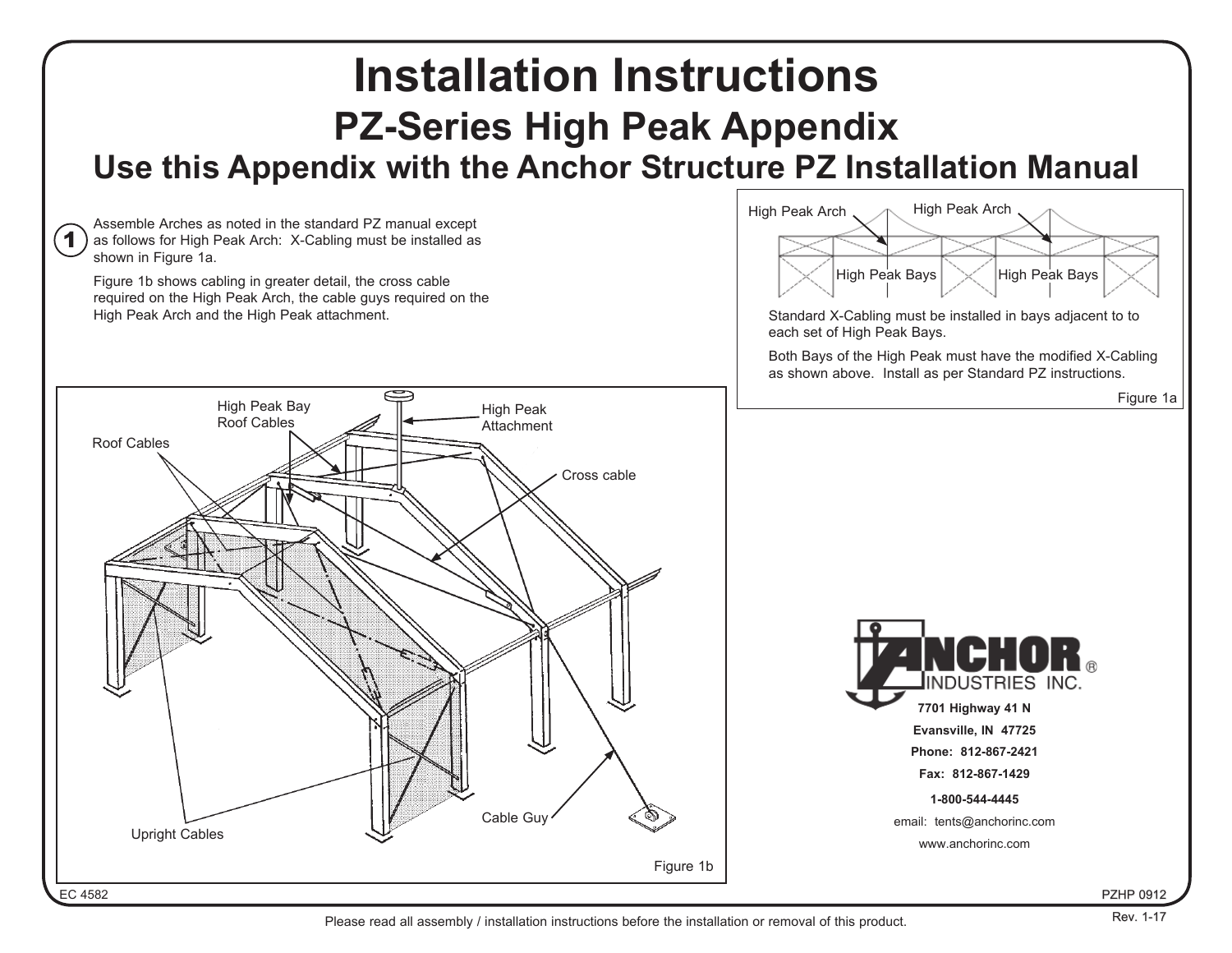# Installation Instructions

## PZ-Series High Peak Appendix

## Use this Appendix with the Anchor Structure PZ Installation Manual

**1** Assemble Arches as noted in the standard PZ manual except as follows for High Peak Arch: X-Cabling must be installed as shown in Figure 1a.

Figure 1b shows cabling in greater detail, the cross cable required on the High Peak Arch, the cable guys required on the High Peak Arch and the High Peak attachment.

High Peak Arch | High Peak Arch

High Peak Bays | High Peak Bays

Standard X-Cabling must be installed in bays adjacent to to each set of High Peak Bays.

Both Bays of the High Peak must have the modified X-Cabling as shown above. Install as per Standard PZ instructions.

Figure 1a

High Peak Bay Roof Cables

High Peak Attachment

Roof Cables

Cross cable

Cable Guy

Upright Cables

Figure 1b

**ANCHOR** INDUSTRIES INC.

**7701 Highway 41 N**

**Evansville, IN 47725**

**Phone: 812-867-2421**

**Fax: 812-867-1429**

**1-800-544-4445**

email: tents@anchorinc.com

www.anchorinc.com

EC 4582

PZHP 0912

Rev. 1-17

Please read all assembly / installation instructions before the installation or removal of this product.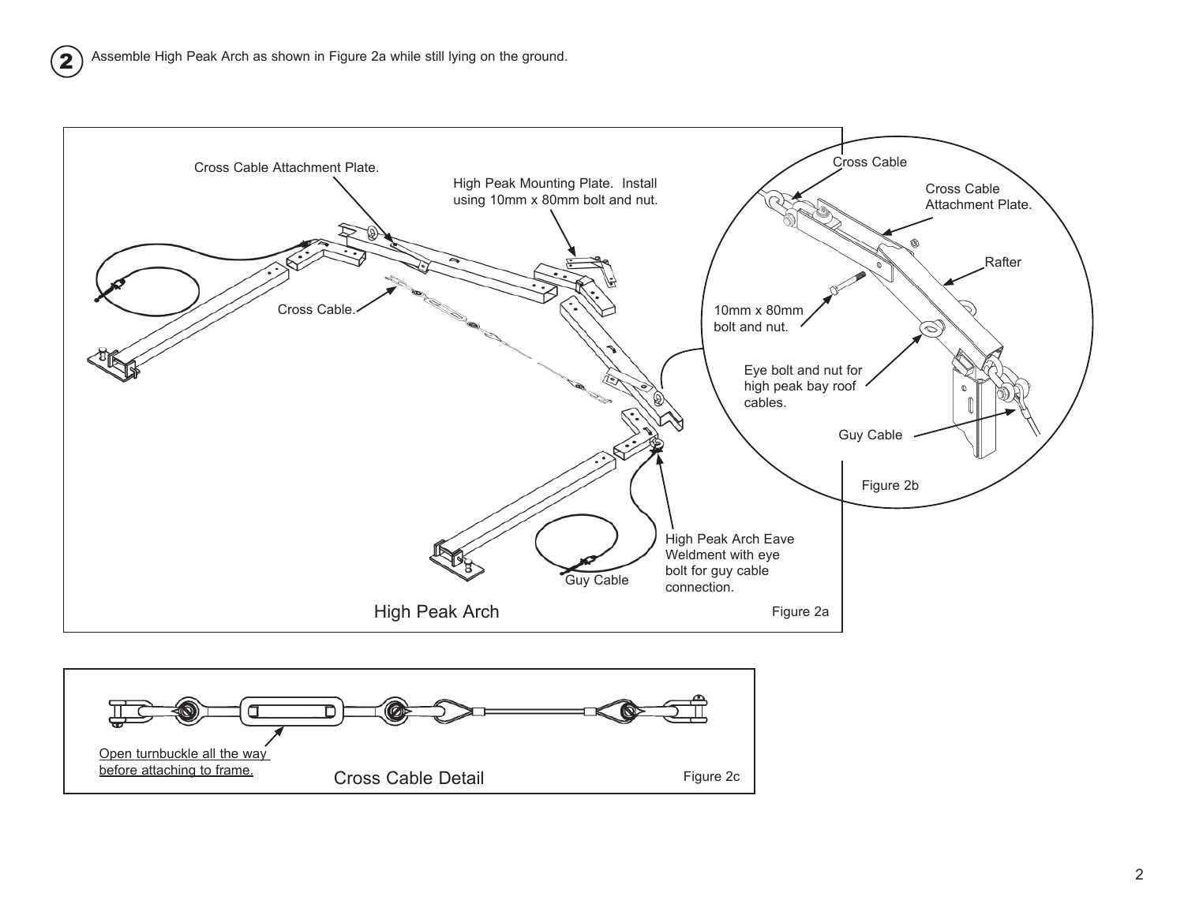**2** Assemble High Peak Arch as shown in Figure 2a while still lying on the ground.

Cross Cable Attachment Plate.

High Peak Mounting Plate. Install using 10mm x 80mm bolt and nut.

Cross Cable.

High Peak Arch Eave Weldment with eye bolt for guy cable connection.

Guy Cable

High Peak Arch

Figure 2a

Cross Cable

Cross Cable Attachment Plate.

Rafter

10mm x 80mm bolt and nut.

Eye bolt and nut for high peak bay roof cables.

Guy Cable

Figure 2b

Open turnbuckle all the way before attaching to frame.

Cross Cable Detail

Figure 2c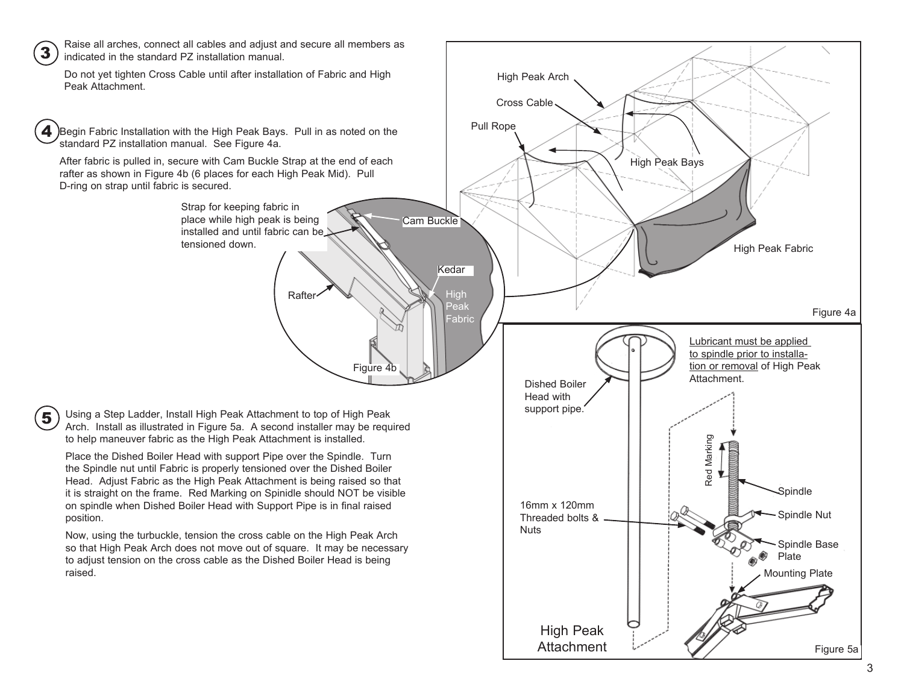**3** Raise all arches, connect all cables and adjust and secure all members as indicated in the standard PZ installation manual.

Do not yet tighten Cross Cable until after installation of Fabric and High Peak Attachment.

**4** Begin Fabric Installation with the High Peak Bays. Pull in as noted on the standard PZ installation manual. See Figure 4a.

After fabric is pulled in, secure with Cam Buckle Strap at the end of each rafter as shown in Figure 4b (6 places for each High Peak Mid). Pull D-ring on strap until fabric is secured.

Strap for keeping fabric in place while high peak is being installed and until fabric can be tensioned down.

Cam Buckle

Kedar

Rafter

High Peak Fabric

Figure 4b

High Peak Arch

Cross Cable

Pull Rope

High Peak Bays

High Peak Fabric

Figure 4a

**5** Using a Step Ladder, Install High Peak Attachment to top of High Peak Arch. Install as illustrated in Figure 5a. A second installer may be required to help maneuver fabric as the High Peak Attachment is installed.

Place the Dished Boiler Head with support Pipe over the Spindle. Turn the Spindle nut until Fabric is properly tensioned over the Dished Boiler Head. Adjust Fabric as the High Peak Attachment is being raised so that it is straight on the frame. Red Marking on Spinidle should NOT be visible on spindle when Dished Boiler Head with Support Pipe is in final raised position.

Now, using the turbuckle, tension the cross cable on the High Peak Arch so that High Peak Arch does not move out of square. It may be necessary to adjust tension on the cross cable as the Dished Boiler Head is being raised.

Dished Boiler Head with support pipe.

Lubricant must be applied to spindle prior to installation or removal of High Peak Attachment.

Red Marking

Spindle

16mm x 120mm Threaded bolts & Nuts

Spindle Nut

Spindle Base Plate

Mounting Plate

High Peak Attachment

Figure 5a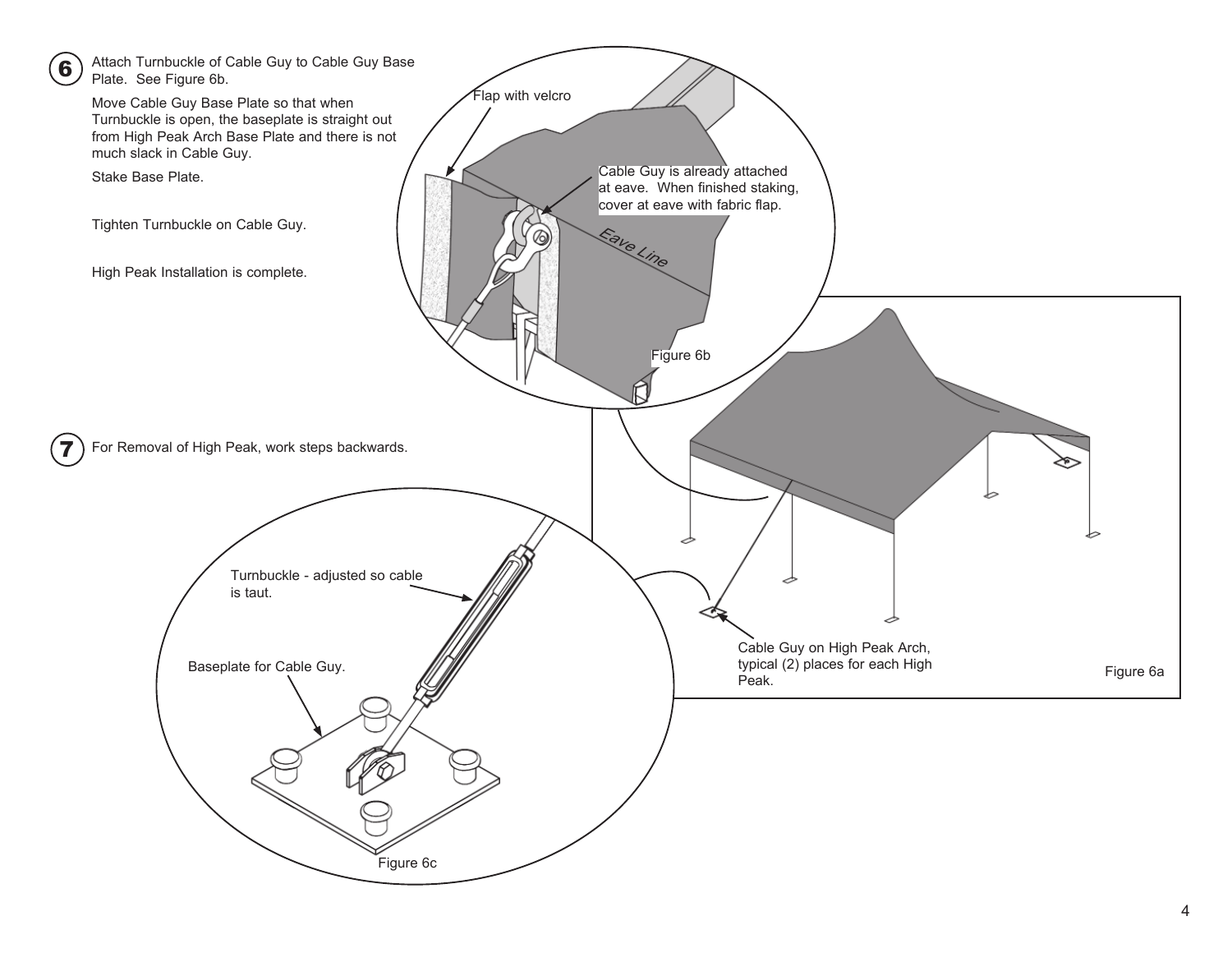**6** Attach Turnbuckle of Cable Guy to Cable Guy Base Plate. See Figure 6b.

Move Cable Guy Base Plate so that when Turnbuckle is open, the baseplate is straight out from High Peak Arch Base Plate and there is not much slack in Cable Guy.

Stake Base Plate.

Tighten Turnbuckle on Cable Guy.

High Peak Installation is complete.

**7** For Removal of High Peak, work steps backwards.

Flap with velcro

Cable Guy is already attached at eave. When finished staking, cover at eave with fabric flap.

Eave Line

Figure 6b

Cable Guy on High Peak Arch, typical (2) places for each High Peak.

Figure 6a

Turnbuckle - adjusted so cable is taut.

Baseplate for Cable Guy.

Figure 6c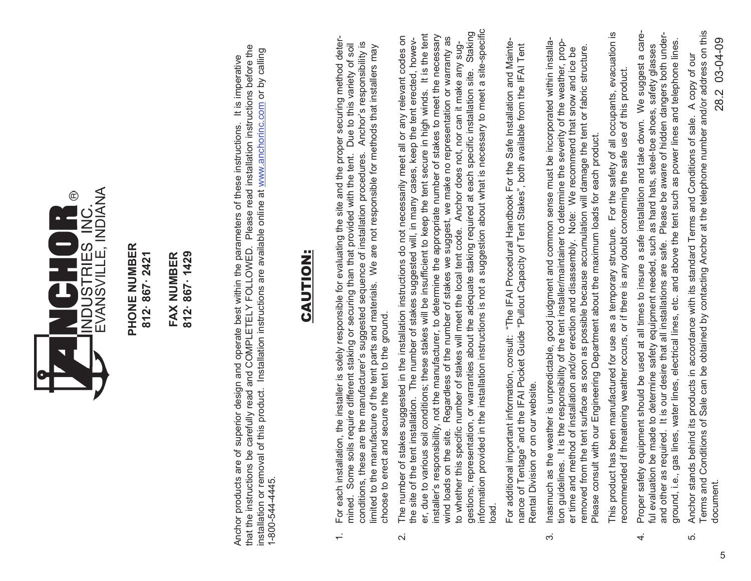ANCHOR® INDUSTRIES INC. EVANSVILLE, INDIANA

**PHONE NUMBER**
**812· 867· 2421**

**FAX NUMBER**
**812· 867· 1429**

Anchor products are of superior design and operate best within the parameters of these instructions. It is imperative that the instructions be carefully read and COMPLETELY FOLLOWED. Please read installation instructions before the installation or removal of this product. Installation instructions are available online at www.anchorinc.com or by calling 1-800-544-4445.

## CAUTION:

1. For each installation, the installer is solely responsible for evaluating the site and the proper securing method determined. Some soils require different staking or securing than that provided with the tent. Due to this variety of soil conditions, these are the manufacturer's suggested sequence of installation procedures. Anchor's responsibility is limited to the manufacture of the tent parts and materials. We are not responsible for methods that installers may choose to erect and secure the tent to the ground.

2. The number of stakes suggested in the installation instructions do not necessarily meet all or any relevant codes on the site of the tent installation. The number of stakes suggested will, in many cases, keep the tent erected, however, due to various soil conditions; these stakes will be insufficient to keep the tent secure in high winds. It is the tent installer's responsibility, not the manufacturer, to determine the appropriate number of stakes to meet the necessary wind loads on the site. Regardless of the number of stakes we suggest, we make no representation or warranty as to whether this specific number of stakes will meet the local tent code. Anchor does not, nor can it make any suggestions, representation, or warranties about the adequate staking required at each specific installation site. Staking information provided in the installation instructions is not a suggestion about what is necessary to meet a site-specific load.

   For additional important information, consult: "The IFAI Procedural Handbook For the Safe Installation and Maintenance of Tentage" and the IFAI Pocket Guide "Pullout Capacity of Tent Stakes", both available from the IFAI Tent Rental Division or on our website.

3. Inasmuch as the weather is unpredictable, good judgment and common sense must be incorporated within installation guidelines. It is the responsibility of the tent installer/maintainer to determine the severity of the weather, proper time and method of installation and/or erection and disassembly. Note: We recommend that snow and ice be removed from the tent surface as soon as possible because accumulation will damage the tent or fabric structure. Please consult with our Engineering Department about the maximum loads for each product.

   This product has been manufactured for use as a temporary structure. For the safety of all occupants, evacuation is recommended if threatening weather occurs, or if there is any doubt concerning the safe use of this product.

4. Proper safety equipment should be used at all times to insure a safe installation and take down. We suggest a careful evaluation be made to determine safety equipment needed, such as hard hats, steel-toe shoes, safety glasses and other as required. It is our desire that all installations are safe. Please be aware of hidden dangers both underground, i.e., gas lines, water lines, electrical lines, etc. and above the tent such as power lines and telephone lines.

5. Anchor stands behind its products in accordance with its standard Terms and Conditions of sale. A copy of our Terms and Conditions of Sale can be obtained by contacting Anchor at the telephone number and/or address on this document.

28.2 03-04-09